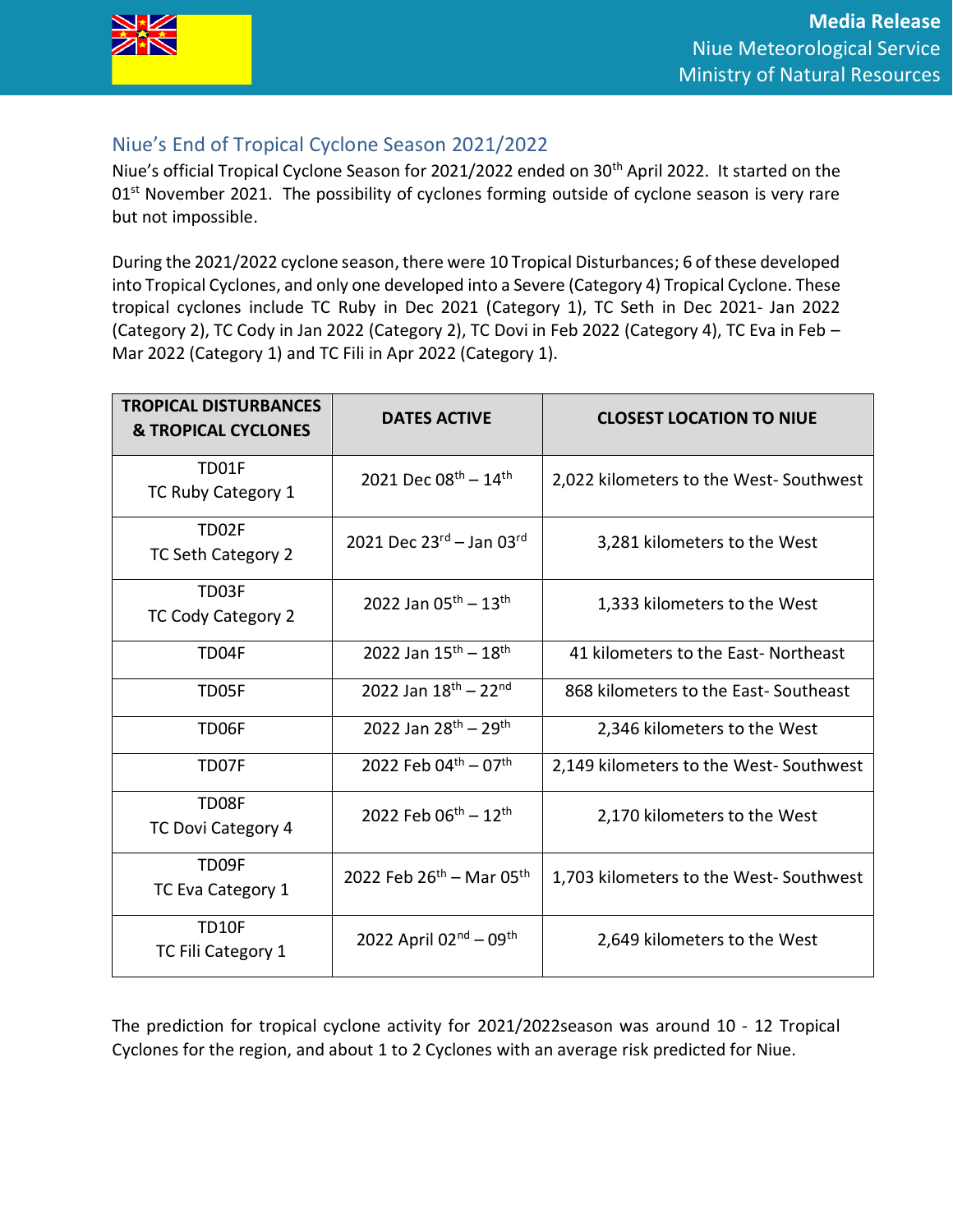Media Release
Niue Meteorological Service
Ministry of Natural Resources

## Niue's End of Tropical Cyclone Season 2021/2022

Niue's official Tropical Cyclone Season for 2021/2022 ended on 30th April 2022. It started on the 01st November 2021. The possibility of cyclones forming outside of cyclone season is very rare but not impossible.

During the 2021/2022 cyclone season, there were 10 Tropical Disturbances; 6 of these developed into Tropical Cyclones, and only one developed into a Severe (Category 4) Tropical Cyclone. These tropical cyclones include TC Ruby in Dec 2021 (Category 1), TC Seth in Dec 2021- Jan 2022 (Category 2), TC Cody in Jan 2022 (Category 2), TC Dovi in Feb 2022 (Category 4), TC Eva in Feb – Mar 2022 (Category 1) and TC Fili in Apr 2022 (Category 1).

| TROPICAL DISTURBANCES & TROPICAL CYCLONES | DATES ACTIVE | CLOSEST LOCATION TO NIUE |
|---|---|---|
| TD01F<br>TC Ruby Category 1 | 2021 Dec 08th – 14th | 2,022 kilometers to the West- Southwest |
| TD02F<br>TC Seth Category 2 | 2021 Dec 23rd – Jan 03rd | 3,281 kilometers to the West |
| TD03F<br>TC Cody Category 2 | 2022 Jan 05th – 13th | 1,333 kilometers to the West |
| TD04F | 2022 Jan 15th – 18th | 41 kilometers to the East- Northeast |
| TD05F | 2022 Jan 18th – 22nd | 868 kilometers to the East- Southeast |
| TD06F | 2022 Jan 28th – 29th | 2,346 kilometers to the West |
| TD07F | 2022 Feb 04th – 07th | 2,149 kilometers to the West- Southwest |
| TD08F<br>TC Dovi Category 4 | 2022 Feb 06th – 12th | 2,170 kilometers to the West |
| TD09F<br>TC Eva Category 1 | 2022 Feb 26th – Mar 05th | 1,703 kilometers to the West- Southwest |
| TD10F<br>TC Fili Category 1 | 2022 April 02nd – 09th | 2,649 kilometers to the West |

The prediction for tropical cyclone activity for 2021/2022season was around 10 - 12 Tropical Cyclones for the region, and about 1 to 2 Cyclones with an average risk predicted for Niue.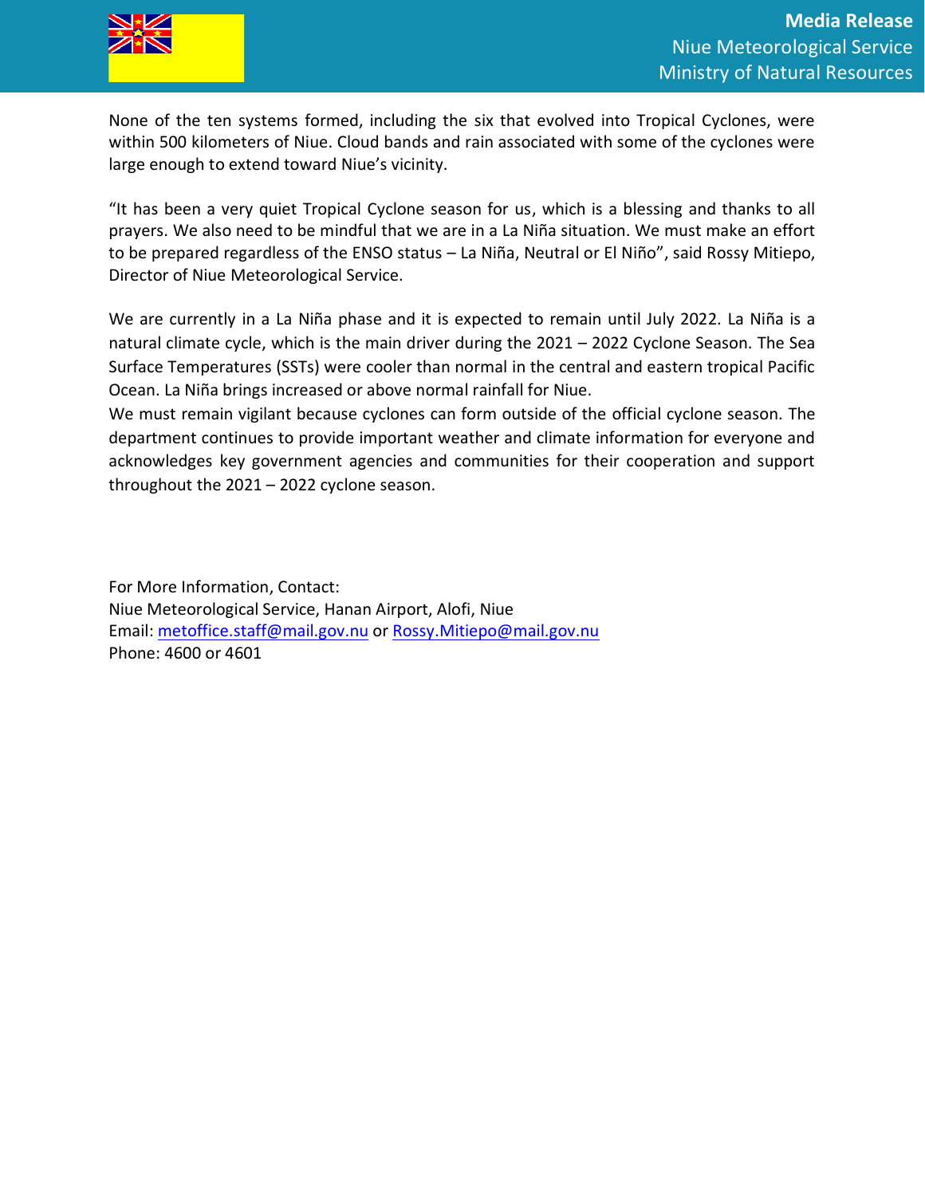None of the ten systems formed, including the six that evolved into Tropical Cyclones, were within 500 kilometers of Niue. Cloud bands and rain associated with some of the cyclones were large enough to extend toward Niue's vicinity.

"It has been a very quiet Tropical Cyclone season for us, which is a blessing and thanks to all prayers. We also need to be mindful that we are in a La Niña situation. We must make an effort to be prepared regardless of the ENSO status – La Niña, Neutral or El Niño", said Rossy Mitiepo, Director of Niue Meteorological Service.

We are currently in a La Niña phase and it is expected to remain until July 2022. La Niña is a natural climate cycle, which is the main driver during the 2021 – 2022 Cyclone Season. The Sea Surface Temperatures (SSTs) were cooler than normal in the central and eastern tropical Pacific Ocean. La Niña brings increased or above normal rainfall for Niue.

We must remain vigilant because cyclones can form outside of the official cyclone season. The department continues to provide important weather and climate information for everyone and acknowledges key government agencies and communities for their cooperation and support throughout the 2021 – 2022 cyclone season.

For More Information, Contact:
Niue Meteorological Service, Hanan Airport, Alofi, Niue
Email: metoffice.staff@mail.gov.nu or Rossy.Mitiepo@mail.gov.nu
Phone: 4600 or 4601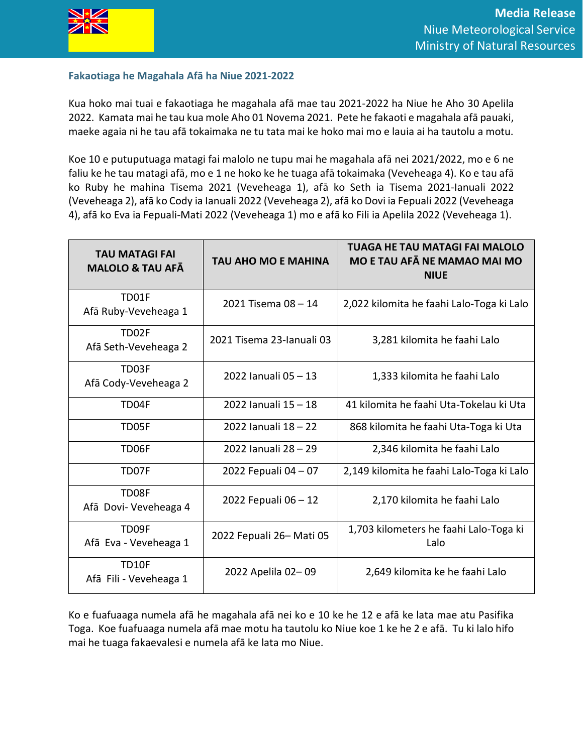Media Release
Niue Meteorological Service
Ministry of Natural Resources

**Fakaotiaga he Magahala Afā ha Niue 2021-2022**

Kua hoko mai tuai e fakaotiaga he magahala afā mae tau 2021-2022 ha Niue he Aho 30 Apelila 2022. Kamata mai he tau kua mole Aho 01 Novema 2021. Pete he fakaoti e magahala afā pauaki, maeke agaia ni he tau afā tokaimaka ne tu tata mai ke hoko mai mo e lauia ai ha tautolu a motu.

Koe 10 e putuputuaga matagi fai malolo ne tupu mai he magahala afā nei 2021/2022, mo e 6 ne faliu ke he tau matagi afā, mo e 1 ne hoko ke he tuaga afā tokaimaka (Veveheaga 4). Ko e tau afā ko Ruby he mahina Tisema 2021 (Veveheaga 1), afā ko Seth ia Tisema 2021-Ianuali 2022 (Veveheaga 2), afā ko Cody ia Ianuali 2022 (Veveheaga 2), afā ko Dovi ia Fepuali 2022 (Veveheaga 4), afā ko Eva ia Fepuali-Mati 2022 (Veveheaga 1) mo e afā ko Fili ia Apelila 2022 (Veveheaga 1).

| TAU MATAGI FAI MALOLO & TAU AFĀ | TAU AHO MO E MAHINA | TUAGA HE TAU MATAGI FAI MALOLO MO E TAU AFĀ NE MAMAO MAI MO NIUE |
|---|---|---|
| TD01F<br>Afā Ruby-Veveheaga 1 | 2021 Tisema 08 – 14 | 2,022 kilomita he faahi Lalo-Toga ki Lalo |
| TD02F<br>Afā Seth-Veveheaga 2 | 2021 Tisema 23-Ianuali 03 | 3,281 kilomita he faahi Lalo |
| TD03F<br>Afā Cody-Veveheaga 2 | 2022 Ianuali 05 – 13 | 1,333 kilomita he faahi Lalo |
| TD04F | 2022 Ianuali 15 – 18 | 41 kilomita he faahi Uta-Tokelau ki Uta |
| TD05F | 2022 Ianuali 18 – 22 | 868 kilomita he faahi Uta-Toga ki Uta |
| TD06F | 2022 Ianuali 28 – 29 | 2,346 kilomita he faahi Lalo |
| TD07F | 2022 Fepuali 04 – 07 | 2,149 kilomita he faahi Lalo-Toga ki Lalo |
| TD08F<br>Afā Dovi- Veveheaga 4 | 2022 Fepuali 06 – 12 | 2,170 kilomita he faahi Lalo |
| TD09F<br>Afā Eva - Veveheaga 1 | 2022 Fepuali 26– Mati 05 | 1,703 kilometers he faahi Lalo-Toga ki Lalo |
| TD10F<br>Afā Fili - Veveheaga 1 | 2022 Apelila 02– 09 | 2,649 kilomita ke he faahi Lalo |

Ko e fuafuaaga numela afā he magahala afā nei ko e 10 ke he 12 e afā ke lata mae atu Pasifika Toga. Koe fuafuaaga numela afā mae motu ha tautolu ko Niue koe 1 ke he 2 e afā. Tu ki lalo hifo mai he tuaga fakaevalesi e numela afā ke lata mo Niue.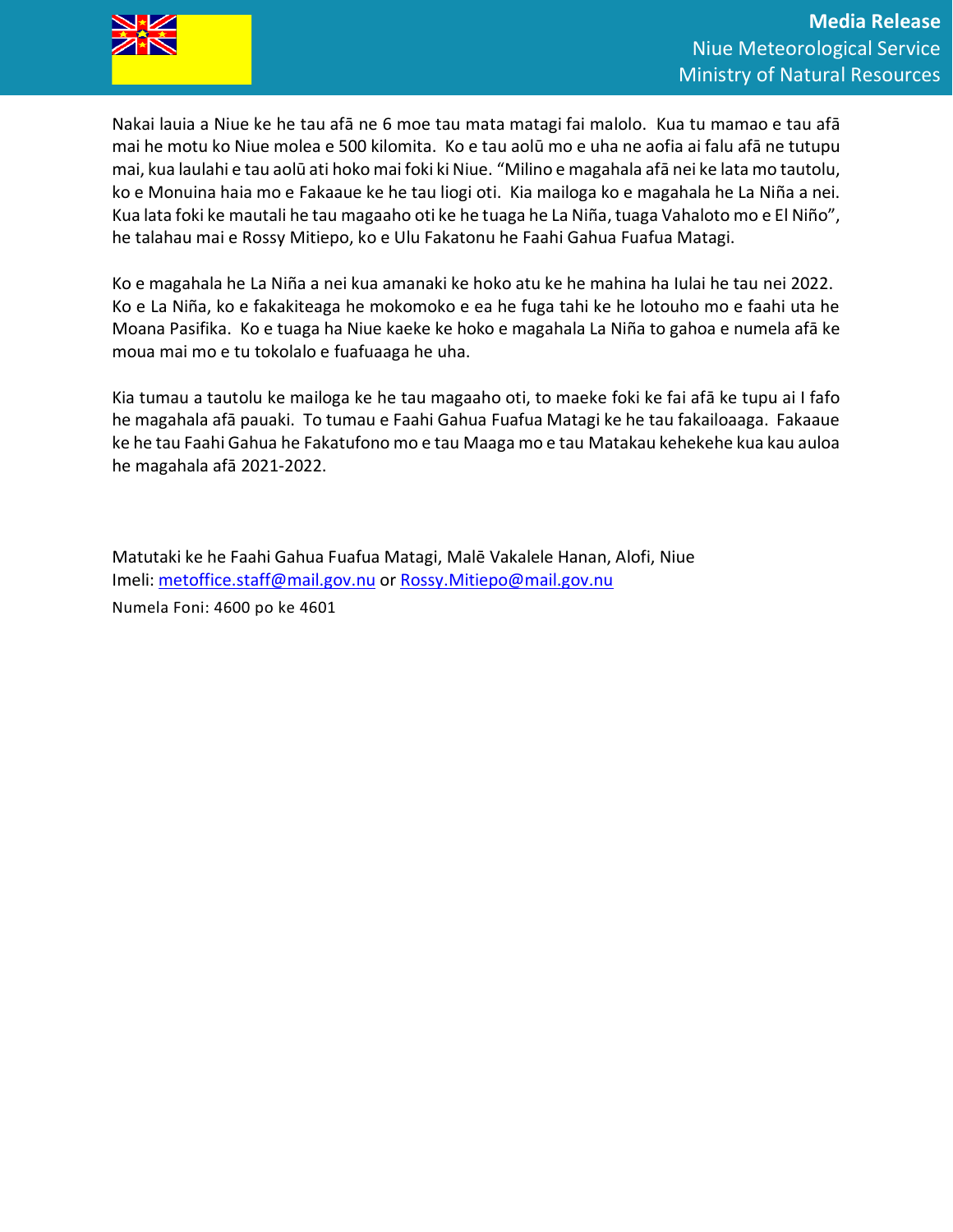Nakai lauia a Niue ke he tau afā ne 6 moe tau mata matagi fai malolo. Kua tu mamao e tau afā mai he motu ko Niue molea e 500 kilomita. Ko e tau aolū mo e uha ne aofia ai falu afā ne tutupu mai, kua laulahi e tau aolū ati hoko mai foki ki Niue. "Milino e magahala afā nei ke lata mo tautolu, ko e Monuina haia mo e Fakaaue ke he tau liogi oti. Kia mailoga ko e magahala he La Niña a nei. Kua lata foki ke mautali he tau magaaho oti ke he tuaga he La Niña, tuaga Vahaloto mo e El Niño", he talahau mai e Rossy Mitiepo, ko e Ulu Fakatonu he Faahi Gahua Fuafua Matagi.

Ko e magahala he La Niña a nei kua amanaki ke hoko atu ke he mahina ha Iulai he tau nei 2022. Ko e La Niña, ko e fakakiteaga he mokomoko e ea he fuga tahi ke he lotouho mo e faahi uta he Moana Pasifika. Ko e tuaga ha Niue kaeke ke hoko e magahala La Niña to gahoa e numela afā ke moua mai mo e tu tokolalo e fuafuaaga he uha.

Kia tumau a tautolu ke mailoga ke he tau magaaho oti, to maeke foki ke fai afā ke tupu ai I fafo he magahala afā pauaki. To tumau e Faahi Gahua Fuafua Matagi ke he tau fakailoaaga. Fakaaue ke he tau Faahi Gahua he Fakatufono mo e tau Maaga mo e tau Matakau kehekehe kua kau auloa he magahala afā 2021-2022.

Matutaki ke he Faahi Gahua Fuafua Matagi, Malē Vakalele Hanan, Alofi, Niue
Imeli: metoffice.staff@mail.gov.nu or Rossy.Mitiepo@mail.gov.nu
Numela Foni: 4600 po ke 4601